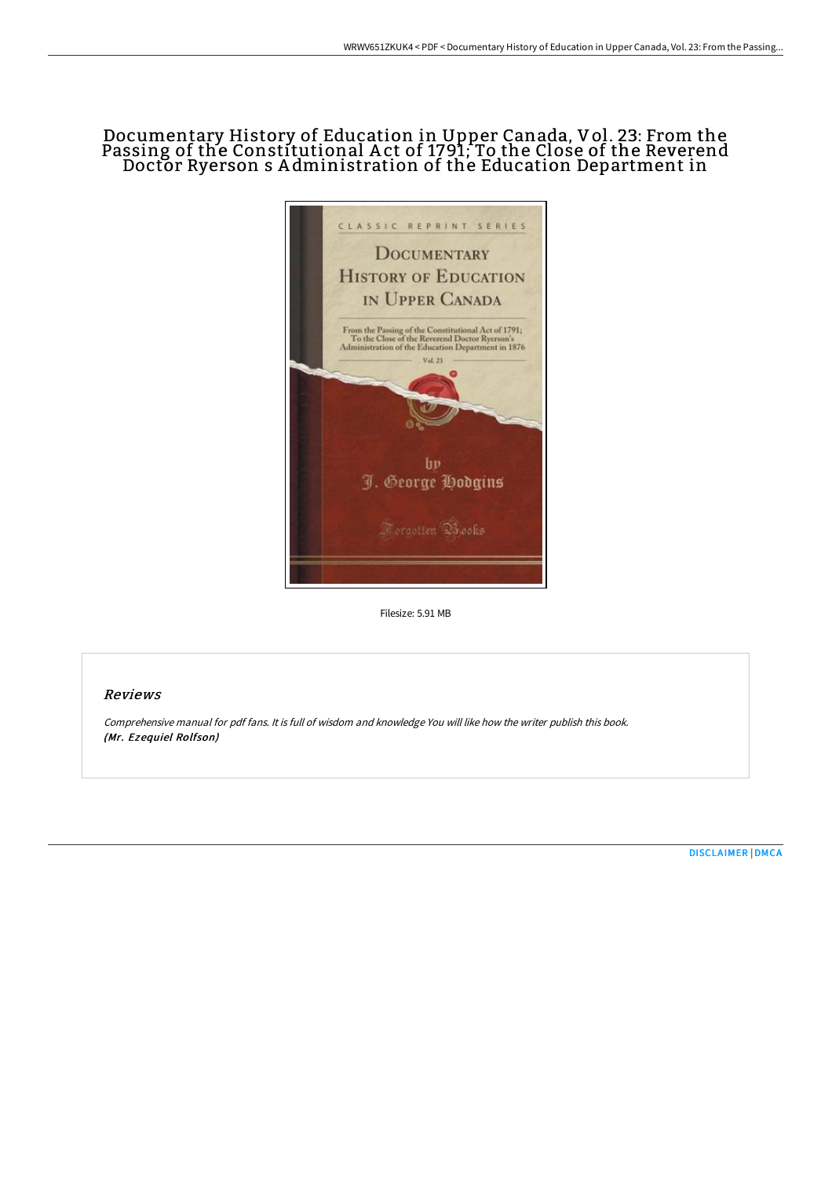# Documentary History of Education in Upper Canada, Vol. 23: From the Passing of the Constitutional Act of 1791; To the Close of the Reverend Doctor Ryerson s Administration of the Education Department in

Filesize: 5.91 MB

## Reviews

*Comprehensive manual for pdf fans. It is full of wisdom and knowledge You will like how the writer publish this book.*
*(Mr. Ezequiel Rolfson)*

DISCLAIMER | DMCA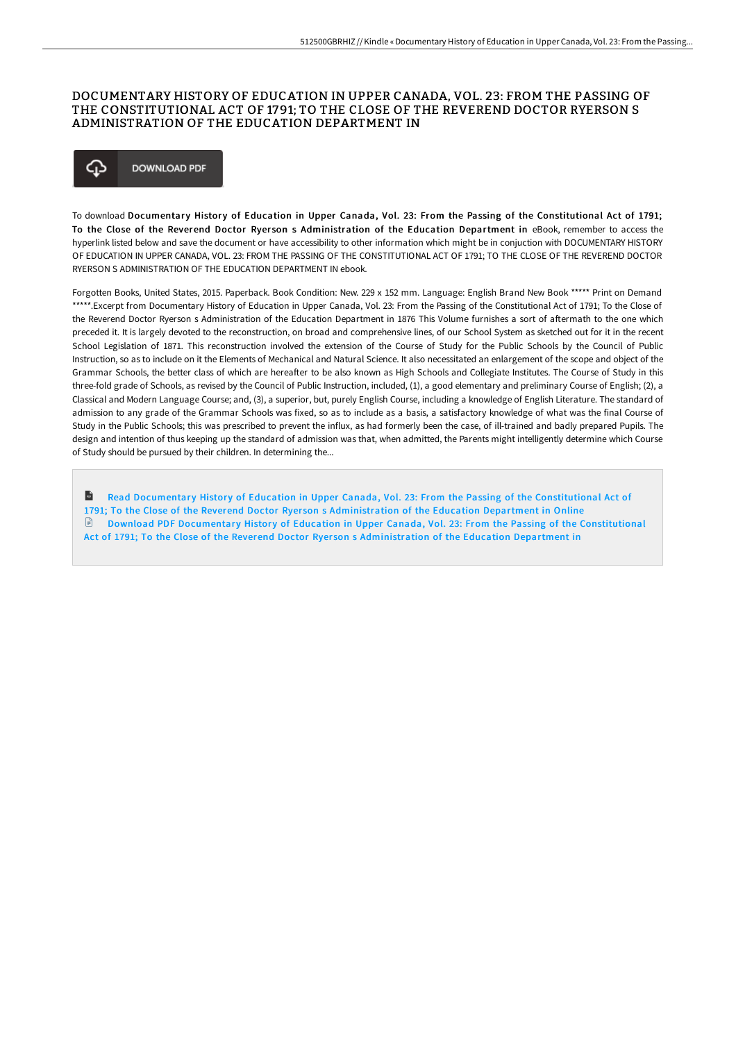# DOCUMENTARY HISTORY OF EDUCATION IN UPPER CANADA, VOL. 23: FROM THE PASSING OF THE CONSTITUTIONAL ACT OF 1791; TO THE CLOSE OF THE REVEREND DOCTOR RYERSON S ADMINISTRATION OF THE EDUCATION DEPARTMENT IN

DOWNLOAD PDF

To download **Documentary History of Education in Upper Canada, Vol. 23: From the Passing of the Constitutional Act of 1791; To the Close of the Reverend Doctor Ryerson s Administration of the Education Department in** eBook, remember to access the hyperlink listed below and save the document or have accessibility to other information which might be in conjuction with DOCUMENTARY HISTORY OF EDUCATION IN UPPER CANADA, VOL. 23: FROM THE PASSING OF THE CONSTITUTIONAL ACT OF 1791; TO THE CLOSE OF THE REVEREND DOCTOR RYERSON S ADMINISTRATION OF THE EDUCATION DEPARTMENT IN ebook.

Forgotten Books, United States, 2015. Paperback. Book Condition: New. 229 x 152 mm. Language: English Brand New Book ***** Print on Demand *****.Excerpt from Documentary History of Education in Upper Canada, Vol. 23: From the Passing of the Constitutional Act of 1791; To the Close of the Reverend Doctor Ryerson s Administration of the Education Department in 1876 This Volume furnishes a sort of aftermath to the one which preceded it. It is largely devoted to the reconstruction, on broad and comprehensive lines, of our School System as sketched out for it in the recent School Legislation of 1871. This reconstruction involved the extension of the Course of Study for the Public Schools by the Council of Public Instruction, so as to include on it the Elements of Mechanical and Natural Science. It also necessitated an enlargement of the scope and object of the Grammar Schools, the better class of which are hereafter to be also known as High Schools and Collegiate Institutes. The Course of Study in this three-fold grade of Schools, as revised by the Council of Public Instruction, included, (1), a good elementary and preliminary Course of English; (2), a Classical and Modern Language Course; and, (3), a superior, but, purely English Course, including a knowledge of English Literature. The standard of admission to any grade of the Grammar Schools was fixed, so as to include as a basis, a satisfactory knowledge of what was the final Course of Study in the Public Schools; this was prescribed to prevent the influx, as had formerly been the case, of ill-trained and badly prepared Pupils. The design and intention of thus keeping up the standard of admission was that, when admitted, the Parents might intelligently determine which Course of Study should be pursued by their children. In determining the...

Read Documentary History of Education in Upper Canada, Vol. 23: From the Passing of the Constitutional Act of 1791; To the Close of the Reverend Doctor Ryerson s Administration of the Education Department in Online

Download PDF Documentary History of Education in Upper Canada, Vol. 23: From the Passing of the Constitutional Act of 1791; To the Close of the Reverend Doctor Ryerson s Administration of the Education Department in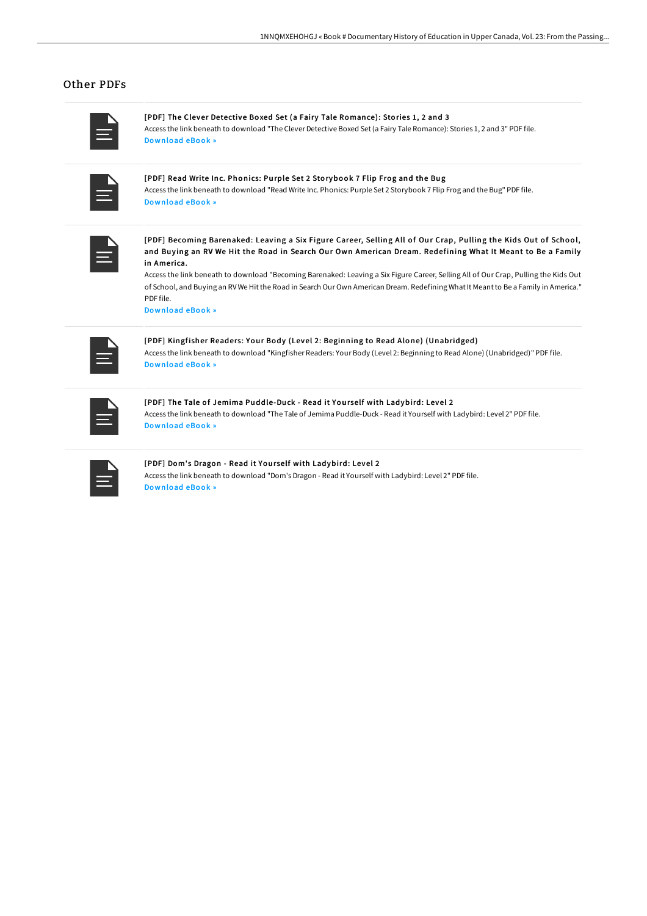## Other PDFs

[PDF] The Clever Detective Boxed Set (a Fairy Tale Romance): Stories 1, 2 and 3
Access the link beneath to download "The Clever Detective Boxed Set (a Fairy Tale Romance): Stories 1, 2 and 3" PDF file.
Download eBook »

[PDF] Read Write Inc. Phonics: Purple Set 2 Storybook 7 Flip Frog and the Bug
Access the link beneath to download "Read Write Inc. Phonics: Purple Set 2 Storybook 7 Flip Frog and the Bug" PDF file.
Download eBook »

[PDF] Becoming Barenaked: Leaving a Six Figure Career, Selling All of Our Crap, Pulling the Kids Out of School, and Buying an RV We Hit the Road in Search Our Own American Dream. Redefining What It Meant to Be a Family in America.
Access the link beneath to download "Becoming Barenaked: Leaving a Six Figure Career, Selling All of Our Crap, Pulling the Kids Out of School, and Buying an RV We Hit the Road in Search Our Own American Dream. Redefining What It Meant to Be a Family in America." PDF file.
Download eBook »

[PDF] Kingfisher Readers: Your Body (Level 2: Beginning to Read Alone) (Unabridged)
Access the link beneath to download "Kingfisher Readers: Your Body (Level 2: Beginning to Read Alone) (Unabridged)" PDF file.
Download eBook »

[PDF] The Tale of Jemima Puddle-Duck - Read it Yourself with Ladybird: Level 2
Access the link beneath to download "The Tale of Jemima Puddle-Duck - Read it Yourself with Ladybird: Level 2" PDF file.
Download eBook »

[PDF] Dom's Dragon - Read it Yourself with Ladybird: Level 2
Access the link beneath to download "Dom's Dragon - Read it Yourself with Ladybird: Level 2" PDF file.
Download eBook »